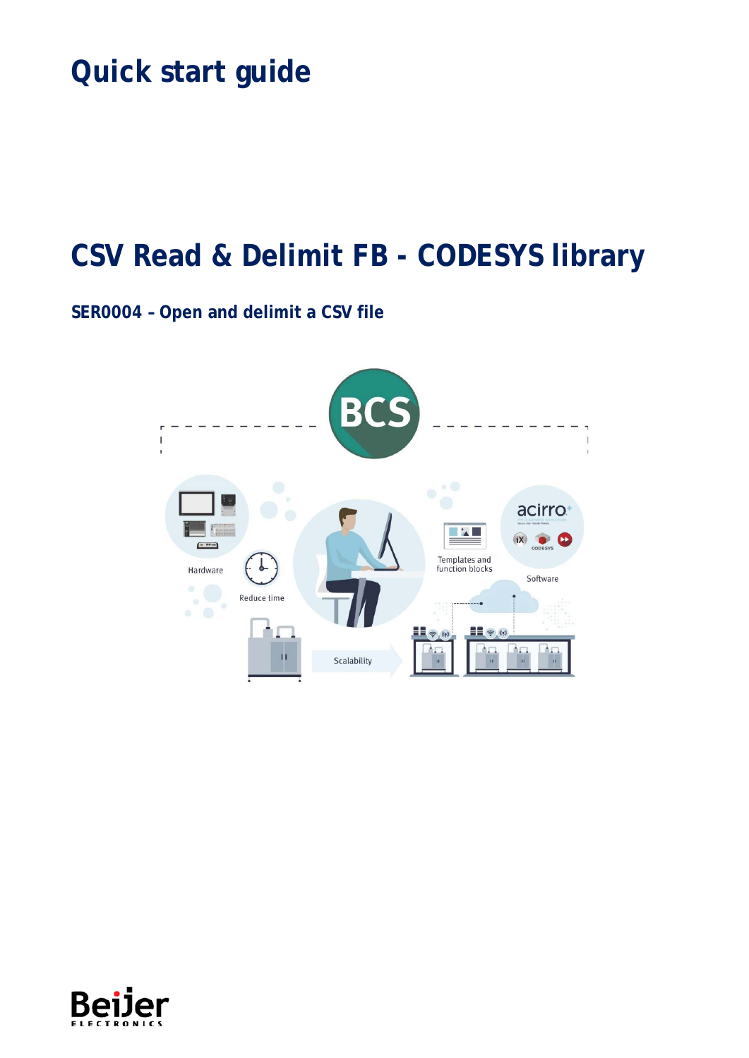# Quick start guide

# CSV Read & Delimit FB - CODESYS library

## SER0004 – Open and delimit a CSV file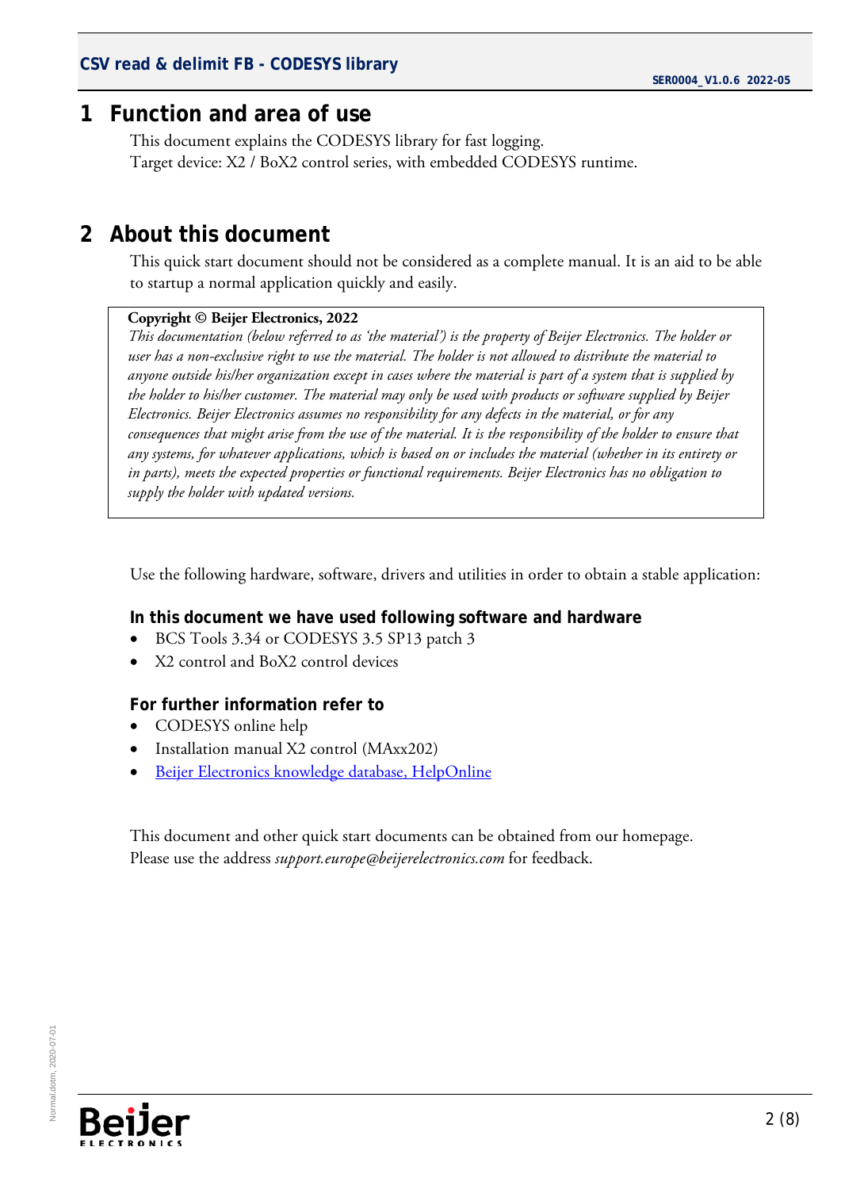# 1 Function and area of use

This document explains the CODESYS library for fast logging.
Target device: X2 / BoX2 control series, with embedded CODESYS runtime.

# 2 About this document

This quick start document should not be considered as a complete manual. It is an aid to be able to startup a normal application quickly and easily.

**Copyright © Beijer Electronics, 2022**
*This documentation (below referred to as 'the material') is the property of Beijer Electronics. The holder or user has a non-exclusive right to use the material. The holder is not allowed to distribute the material to anyone outside his/her organization except in cases where the material is part of a system that is supplied by the holder to his/her customer. The material may only be used with products or software supplied by Beijer Electronics. Beijer Electronics assumes no responsibility for any defects in the material, or for any consequences that might arise from the use of the material. It is the responsibility of the holder to ensure that any systems, for whatever applications, which is based on or includes the material (whether in its entirety or in parts), meets the expected properties or functional requirements. Beijer Electronics has no obligation to supply the holder with updated versions.*

Use the following hardware, software, drivers and utilities in order to obtain a stable application:

**In this document we have used following software and hardware**

- BCS Tools 3.34 or CODESYS 3.5 SP13 patch 3
- X2 control and BoX2 control devices

**For further information refer to**

- CODESYS online help
- Installation manual X2 control (MAxx202)
- Beijer Electronics knowledge database, HelpOnline

This document and other quick start documents can be obtained from our homepage.
Please use the address *support.europe@beijerelectronics.com* for feedback.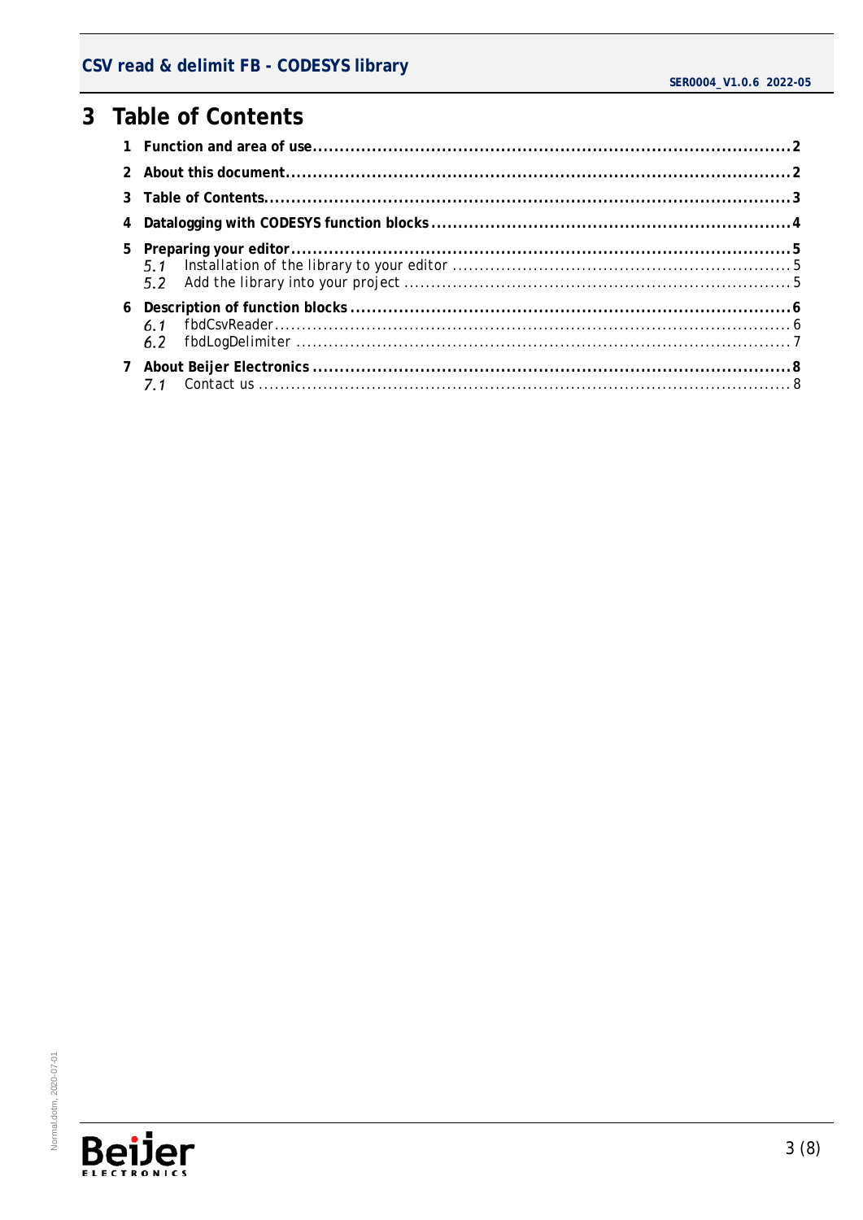# 3 Table of Contents

1 Function and area of use ........................................................................................... 2

2 About this document ................................................................................................... 2

3 Table of Contents ........................................................................................................ 3

4 Datalogging with CODESYS function blocks .............................................................. 4

5 Preparing your editor ................................................................................................... 5
- 5.1 Installation of the library to your editor ................................................................. 5
- 5.2 Add the library into your project ........................................................................... 5

6 Description of function blocks ..................................................................................... 6
- 6.1 fbdCsvReader ....................................................................................................... 6
- 6.2 fbdLogDelimiter .................................................................................................... 7

7 About Beijer Electronics ............................................................................................... 8
- 7.1 Contact us ............................................................................................................. 8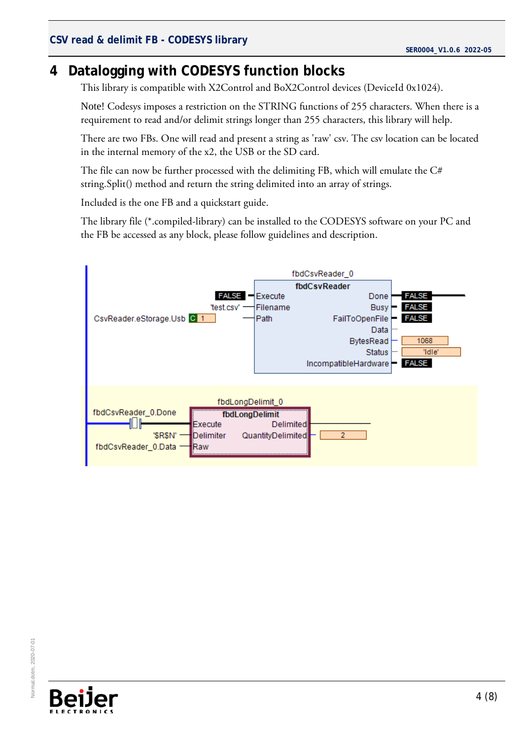# 4 Datalogging with CODESYS function blocks

This library is compatible with X2Control and BoX2Control devices (DeviceId 0x1024).

Note! Codesys imposes a restriction on the STRING functions of 255 characters. When there is a requirement to read and/or delimit strings longer than 255 characters, this library will help.

There are two FBs. One will read and present a string as 'raw' csv. The csv location can be located in the internal memory of the x2, the USB or the SD card.

The file can now be further processed with the delimiting FB, which will emulate the C# string.Split() method and return the string delimited into an array of strings.

Included is the one FB and a quickstart guide.

The library file (*.compiled-library) can be installed to the CODESYS software on your PC and the FB be accessed as any block, please follow guidelines and description.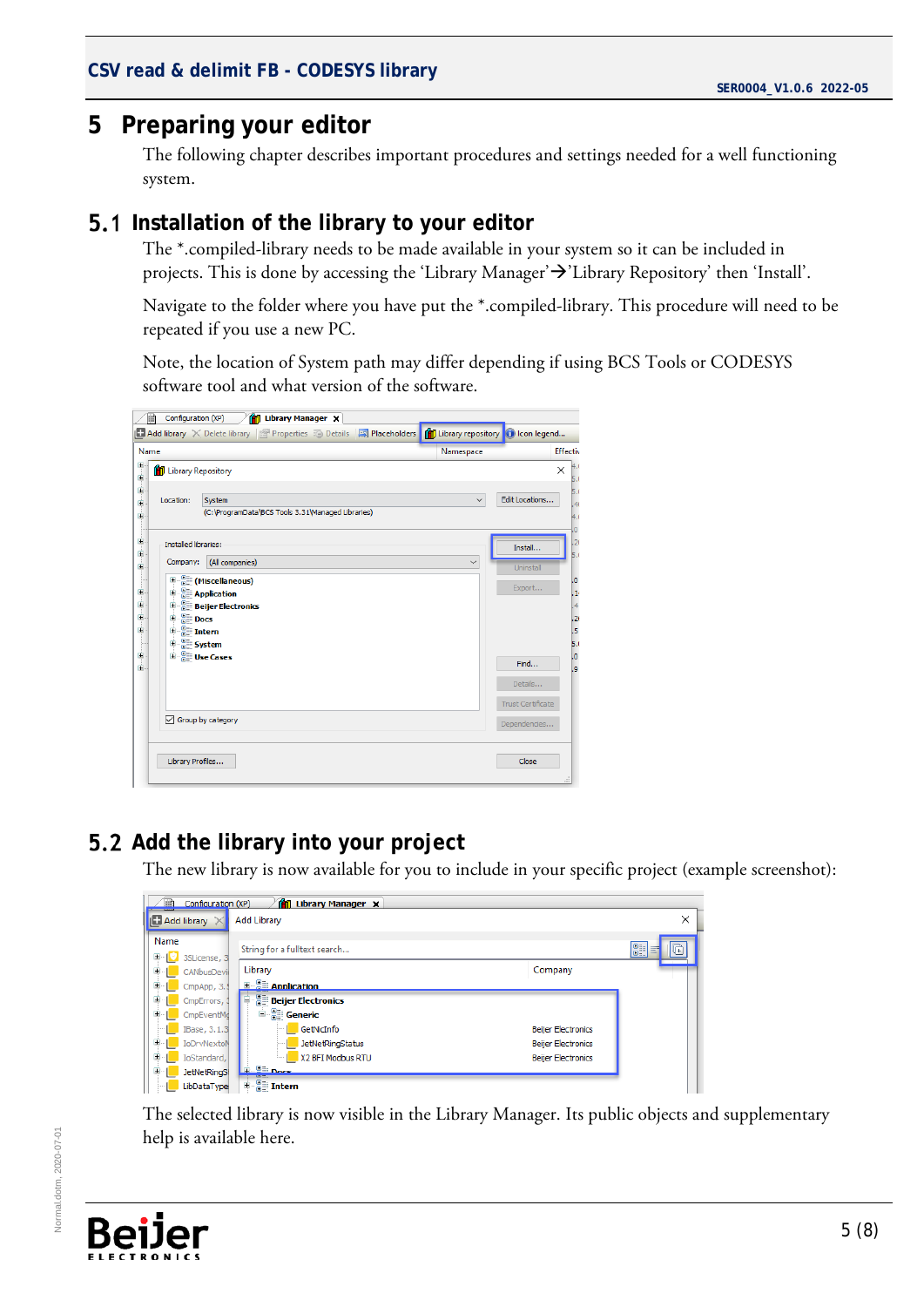# 5 Preparing your editor

The following chapter describes important procedures and settings needed for a well functioning system.

## 5.1 Installation of the library to your editor

The *.compiled-library needs to be made available in your system so it can be included in projects. This is done by accessing the 'Library Manager'→'Library Repository' then 'Install'.

Navigate to the folder where you have put the *.compiled-library. This procedure will need to be repeated if you use a new PC.

Note, the location of System path may differ depending if using BCS Tools or CODESYS software tool and what version of the software.

## 5.2 Add the library into your project

The new library is now available for you to include in your specific project (example screenshot):

The selected library is now visible in the Library Manager. Its public objects and supplementary help is available here.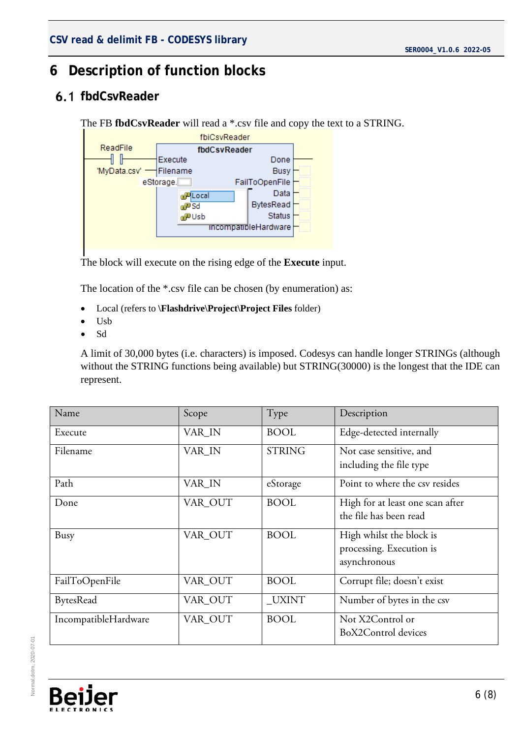# 6 Description of function blocks

## 6.1 fbdCsvReader

The FB **fbdCsvReader** will read a *.csv file and copy the text to a STRING.

The block will execute on the rising edge of the **Execute** input.

The location of the *.csv file can be chosen (by enumeration) as:

- Local (refers to **\Flashdrive\Project\Project Files** folder)
- Usb
- Sd

A limit of 30,000 bytes (i.e. characters) is imposed. Codesys can handle longer STRINGs (although without the STRING functions being available) but STRING(30000) is the longest that the IDE can represent.

| Name | Scope | Type | Description |
|---|---|---|---|
| Execute | VAR_IN | BOOL | Edge-detected internally |
| Filename | VAR_IN | STRING | Not case sensitive, and including the file type |
| Path | VAR_IN | eStorage | Point to where the csv resides |
| Done | VAR_OUT | BOOL | High for at least one scan after the file has been read |
| Busy | VAR_OUT | BOOL | High whilst the block is processing. Execution is asynchronous |
| FailToOpenFile | VAR_OUT | BOOL | Corrupt file; doesn't exist |
| BytesRead | VAR_OUT | _UXINT | Number of bytes in the csv |
| IncompatibleHardware | VAR_OUT | BOOL | Not X2Control or BoX2Control devices |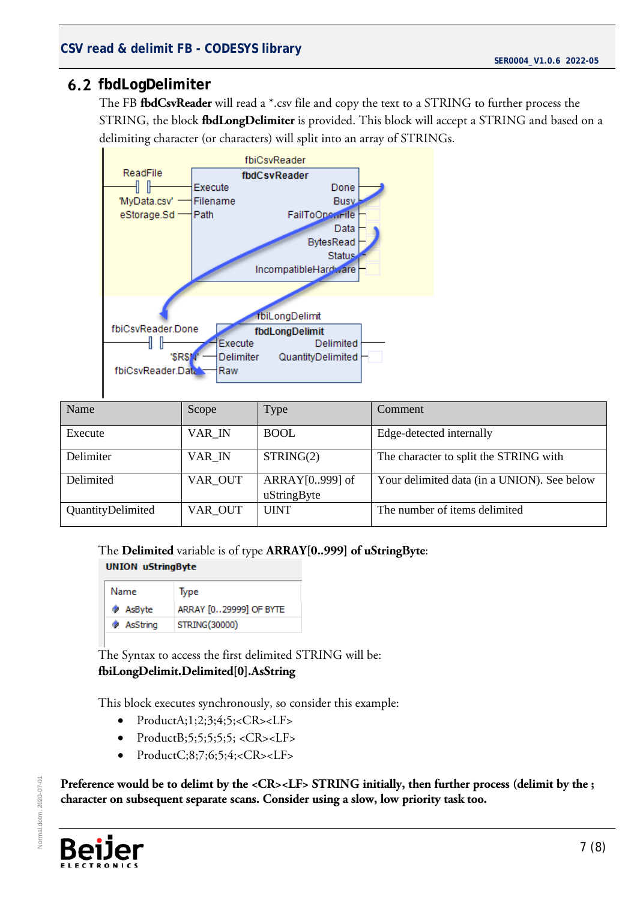## 6.2 fbdLogDelimiter

The FB **fbdCsvReader** will read a *.csv file and copy the text to a STRING to further process the STRING, the block **fbdLongDelimiter** is provided. This block will accept a STRING and based on a delimiting character (or characters) will split into an array of STRINGs.

| Name | Scope | Type | Comment |
|---|---|---|---|
| Execute | VAR_IN | BOOL | Edge-detected internally |
| Delimiter | VAR_IN | STRING(2) | The character to split the STRING with |
| Delimited | VAR_OUT | ARRAY[0..999] of uStringByte | Your delimited data (in a UNION). See below |
| QuantityDelimited | VAR_OUT | UINT | The number of items delimited |

The **Delimited** variable is of type **ARRAY[0..999] of uStringByte**:

**UNION uStringByte**

| Name | Type |
|---|---|
| AsByte | ARRAY [0..29999] OF BYTE |
| AsString | STRING(30000) |

The Syntax to access the first delimited STRING will be:
**fbiLongDelimit.Delimited[0].AsString**

This block executes synchronously, so consider this example:

- ProductA;1;2;3;4;5;<CR><LF>
- ProductB;5;5;5;5;5; <CR><LF>
- ProductC;8;7;6;5;4;<CR><LF>

**Preference would be to delimt by the <CR><LF> STRING initially, then further process (delimit by the ; character on subsequent separate scans. Consider using a slow, low priority task too.**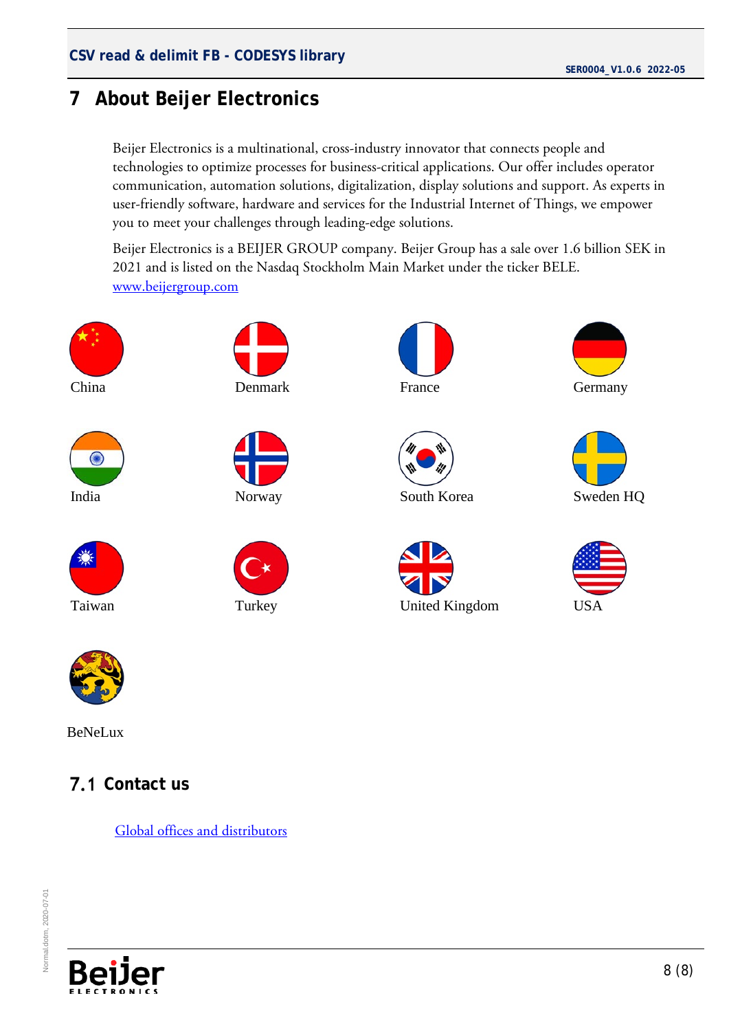# 7 About Beijer Electronics

Beijer Electronics is a multinational, cross-industry innovator that connects people and technologies to optimize processes for business-critical applications. Our offer includes operator communication, automation solutions, digitalization, display solutions and support. As experts in user-friendly software, hardware and services for the Industrial Internet of Things, we empower you to meet your challenges through leading-edge solutions.

Beijer Electronics is a BEIJER GROUP company. Beijer Group has a sale over 1.6 billion SEK in 2021 and is listed on the Nasdaq Stockholm Main Market under the ticker BELE.
[www.beijergroup.com](http://www.beijergroup.com)

China

Denmark

France

Germany

India

Norway

South Korea

Sweden HQ

Taiwan

Turkey

United Kingdom

USA

BeNeLux

## 7.1 Contact us

[Global offices and distributors]()